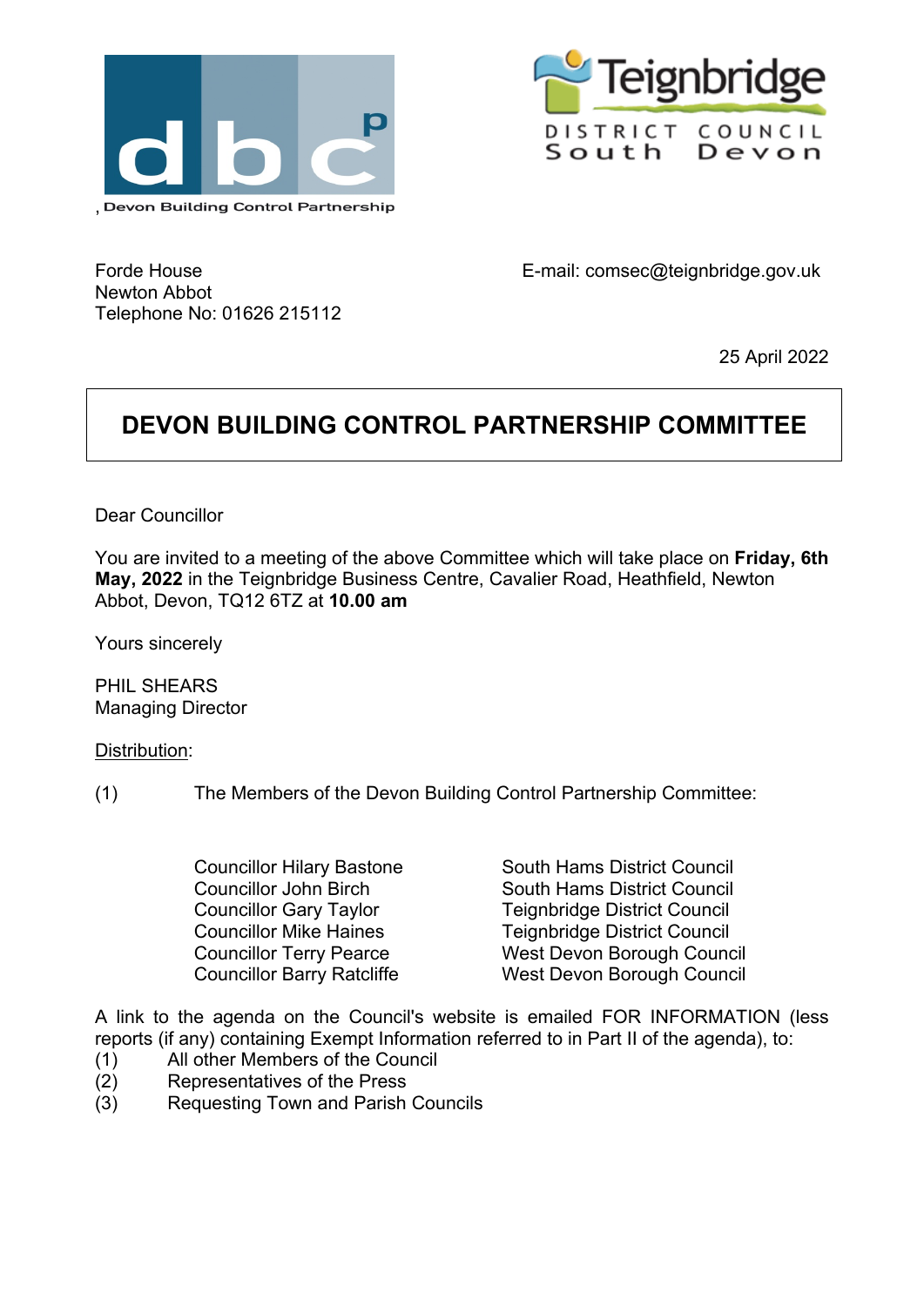, Devon Building Control Partnership

Teignbridge
DISTRICT COUNCIL
South Devon

Forde House
Newton Abbot
Telephone No: 01626 215112

E-mail: comsec@teignbridge.gov.uk

25 April 2022

# DEVON BUILDING CONTROL PARTNERSHIP COMMITTEE

Dear Councillor

You are invited to a meeting of the above Committee which will take place on **Friday, 6th May, 2022** in the Teignbridge Business Centre, Cavalier Road, Heathfield, Newton Abbot, Devon, TQ12 6TZ at **10.00 am**

Yours sincerely

PHIL SHEARS
Managing Director

Distribution:

(1) The Members of the Devon Building Control Partnership Committee:

| | |
|---|---|
| Councillor Hilary Bastone | South Hams District Council |
| Councillor John Birch | South Hams District Council |
| Councillor Gary Taylor | Teignbridge District Council |
| Councillor Mike Haines | Teignbridge District Council |
| Councillor Terry Pearce | West Devon Borough Council |
| Councillor Barry Ratcliffe | West Devon Borough Council |

A link to the agenda on the Council's website is emailed FOR INFORMATION (less reports (if any) containing Exempt Information referred to in Part II of the agenda), to:

(1) All other Members of the Council
(2) Representatives of the Press
(3) Requesting Town and Parish Councils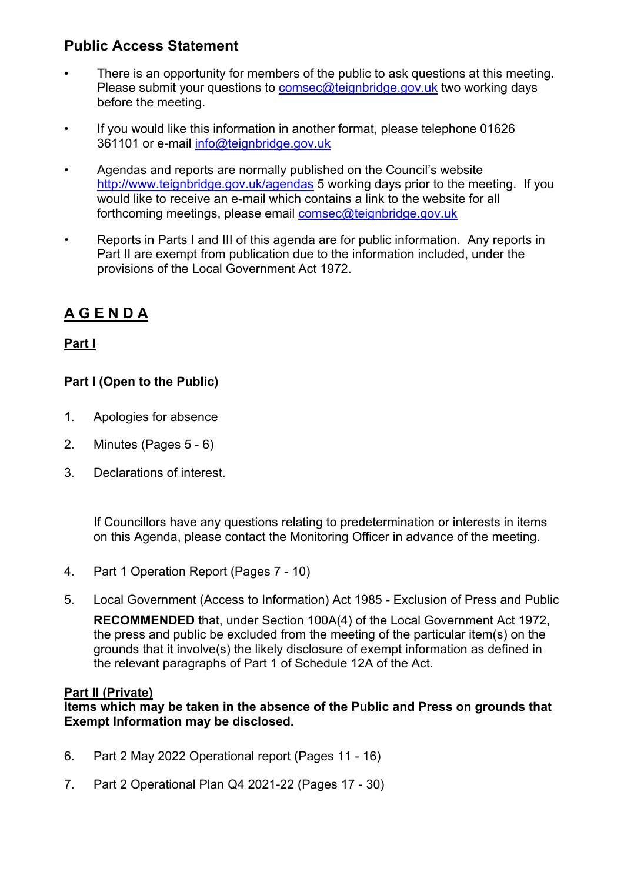## Public Access Statement

- There is an opportunity for members of the public to ask questions at this meeting. Please submit your questions to comsec@teignbridge.gov.uk two working days before the meeting.
- If you would like this information in another format, please telephone 01626 361101 or e-mail info@teignbridge.gov.uk
- Agendas and reports are normally published on the Council's website http://www.teignbridge.gov.uk/agendas 5 working days prior to the meeting. If you would like to receive an e-mail which contains a link to the website for all forthcoming meetings, please email comsec@teignbridge.gov.uk
- Reports in Parts I and III of this agenda are for public information. Any reports in Part II are exempt from publication due to the information included, under the provisions of the Local Government Act 1972.

## A G E N D A

**Part I**

**Part I (Open to the Public)**

1. Apologies for absence
2. Minutes (Pages 5 - 6)
3. Declarations of interest.

   If Councillors have any questions relating to predetermination or interests in items on this Agenda, please contact the Monitoring Officer in advance of the meeting.

4. Part 1 Operation Report (Pages 7 - 10)
5. Local Government (Access to Information) Act 1985 - Exclusion of Press and Public

   **RECOMMENDED** that, under Section 100A(4) of the Local Government Act 1972, the press and public be excluded from the meeting of the particular item(s) on the grounds that it involve(s) the likely disclosure of exempt information as defined in the relevant paragraphs of Part 1 of Schedule 12A of the Act.

**Part II (Private)**
**Items which may be taken in the absence of the Public and Press on grounds that Exempt Information may be disclosed.**

6. Part 2 May 2022 Operational report (Pages 11 - 16)
7. Part 2 Operational Plan Q4 2021-22 (Pages 17 - 30)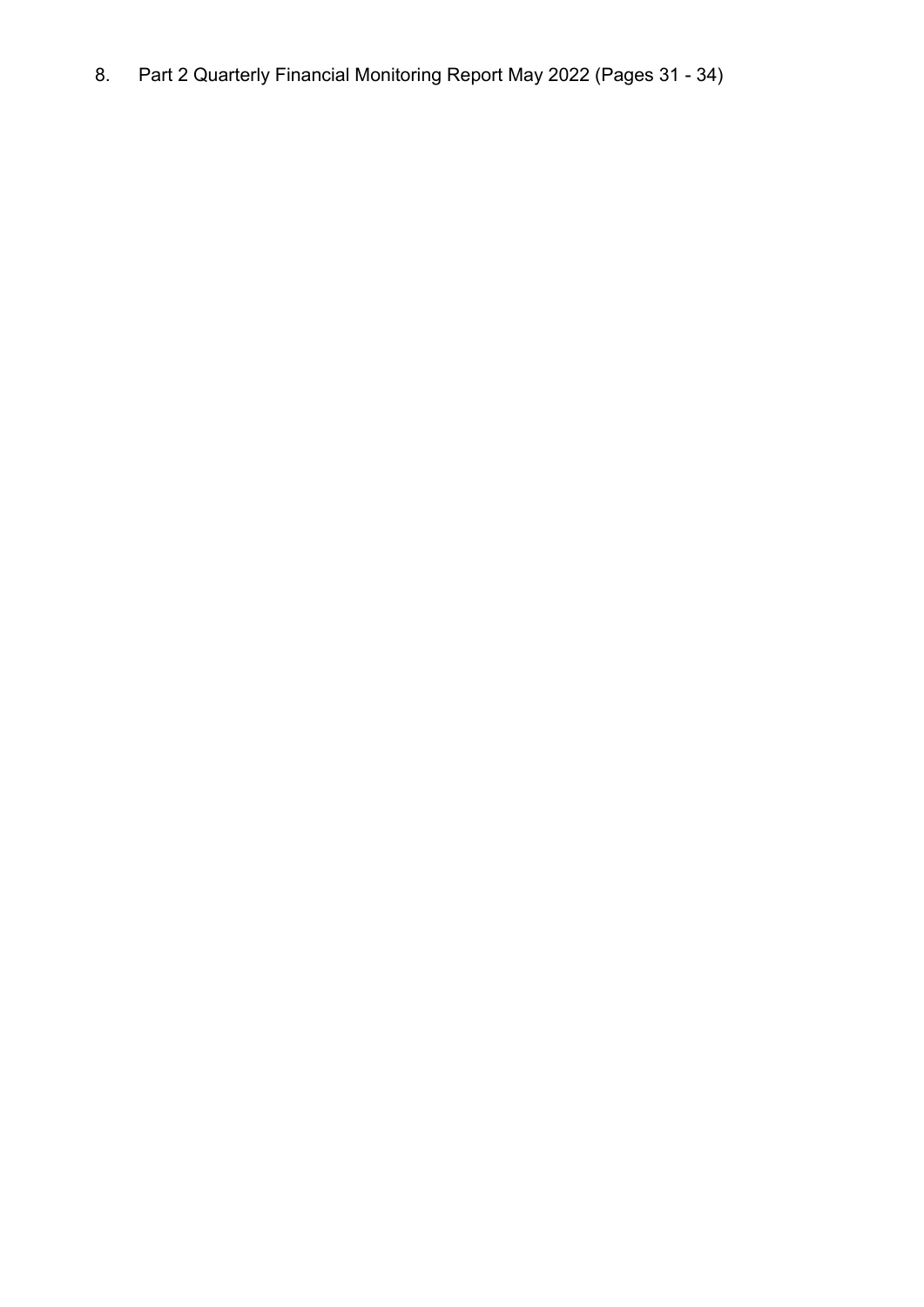8. Part 2 Quarterly Financial Monitoring Report May 2022 (Pages 31 - 34)